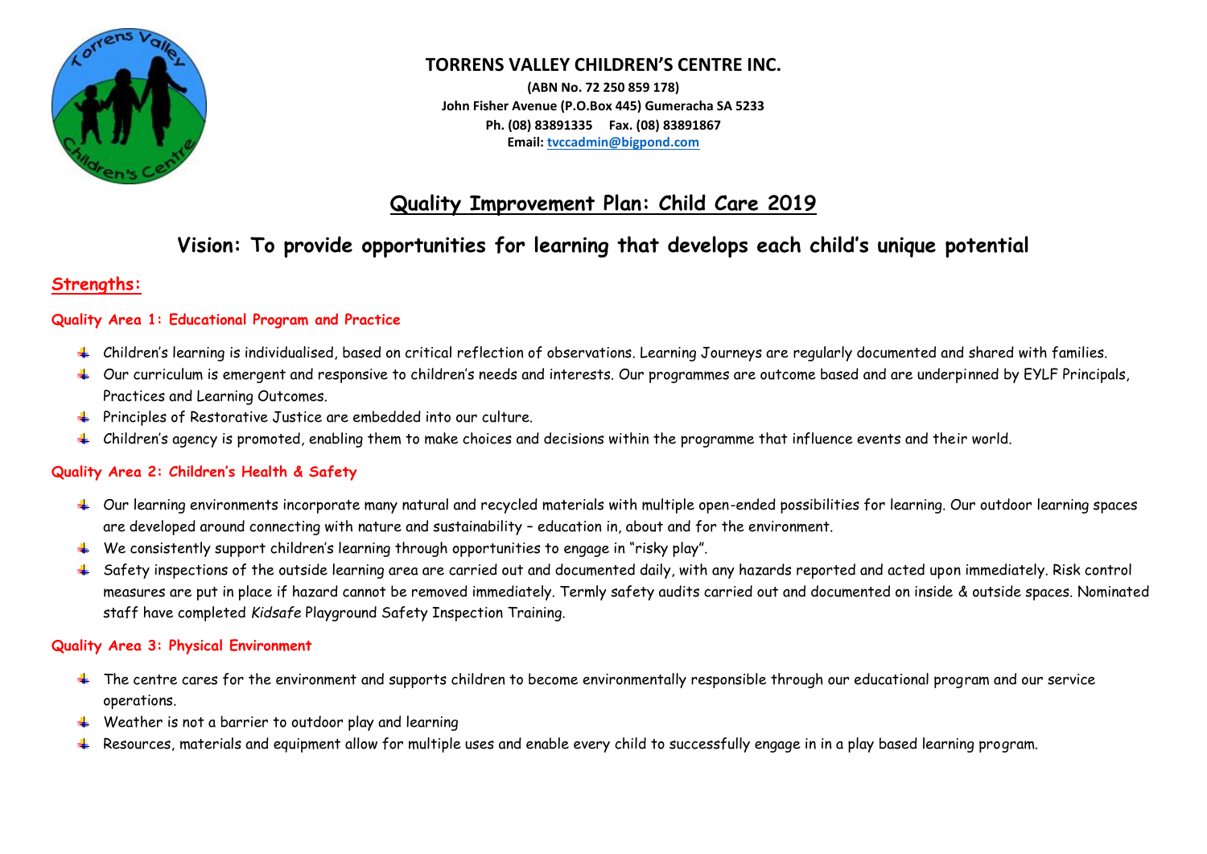# TORRENS VALLEY CHILDREN'S CENTRE INC.

**(ABN No. 72 250 859 178)**
**John Fisher Avenue (P.O.Box 445) Gumeracha SA 5233**
**Ph. (08) 83891335 Fax. (08) 83891867**
**Email: tvccadmin@bigpond.com**

## Quality Improvement Plan: Child Care 2019

## Vision: To provide opportunities for learning that develops each child's unique potential

### Strengths:

#### Quality Area 1: Educational Program and Practice

- Children's learning is individualised, based on critical reflection of observations. Learning Journeys are regularly documented and shared with families.
- Our curriculum is emergent and responsive to children's needs and interests. Our programmes are outcome based and are underpinned by EYLF Principals, Practices and Learning Outcomes.
- Principles of Restorative Justice are embedded into our culture.
- Children's agency is promoted, enabling them to make choices and decisions within the programme that influence events and their world.

#### Quality Area 2: Children's Health & Safety

- Our learning environments incorporate many natural and recycled materials with multiple open-ended possibilities for learning. Our outdoor learning spaces are developed around connecting with nature and sustainability – education in, about and for the environment.
- We consistently support children's learning through opportunities to engage in "risky play".
- Safety inspections of the outside learning area are carried out and documented daily, with any hazards reported and acted upon immediately. Risk control measures are put in place if hazard cannot be removed immediately. Termly safety audits carried out and documented on inside & outside spaces. Nominated staff have completed *Kidsafe* Playground Safety Inspection Training.

#### Quality Area 3: Physical Environment

- The centre cares for the environment and supports children to become environmentally responsible through our educational program and our service operations.
- Weather is not a barrier to outdoor play and learning
- Resources, materials and equipment allow for multiple uses and enable every child to successfully engage in in a play based learning program.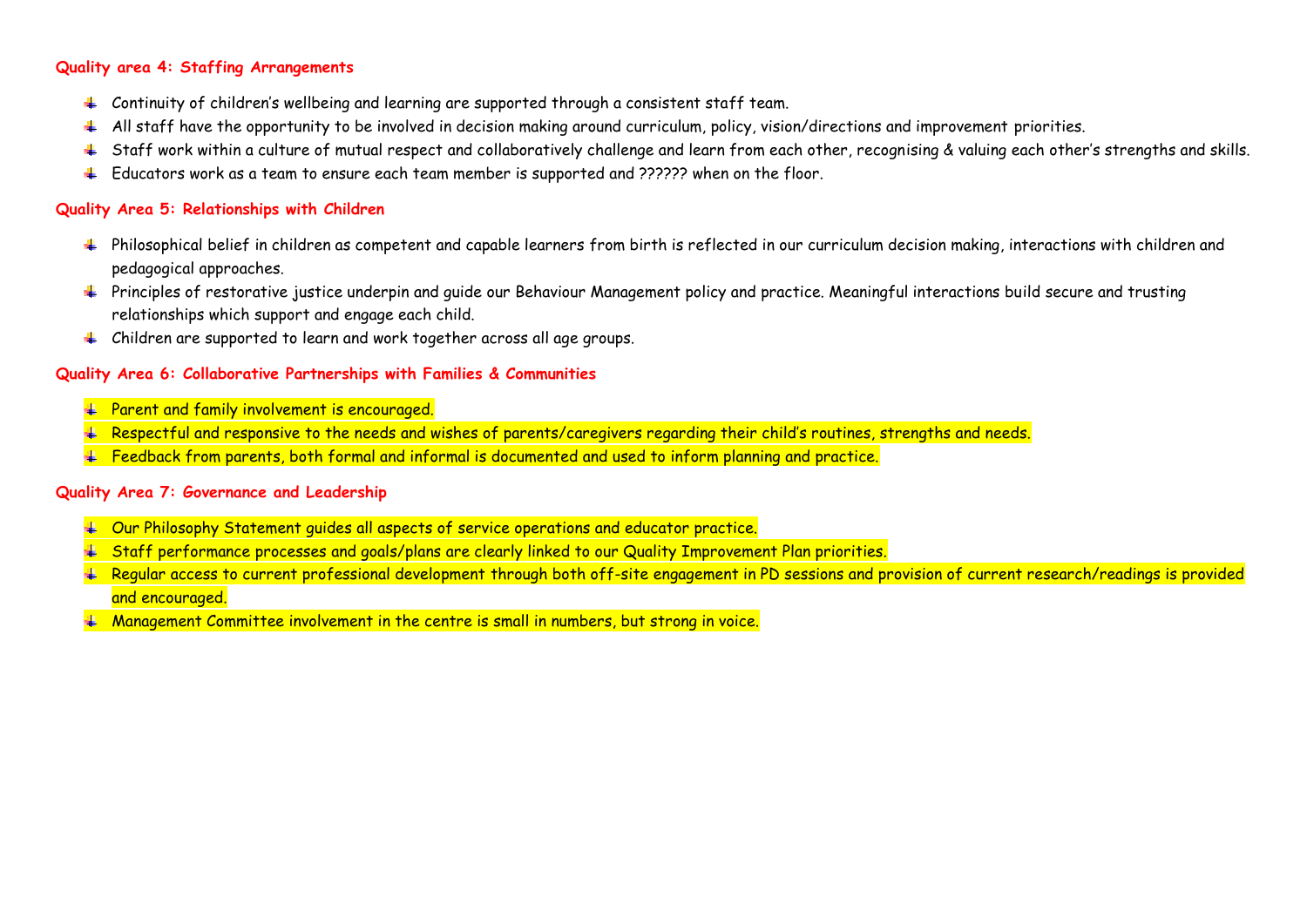**Quality area 4: Staffing Arrangements**

- Continuity of children's wellbeing and learning are supported through a consistent staff team.
- All staff have the opportunity to be involved in decision making around curriculum, policy, vision/directions and improvement priorities.
- Staff work within a culture of mutual respect and collaboratively challenge and learn from each other, recognising & valuing each other's strengths and skills.
- Educators work as a team to ensure each team member is supported and ?????? when on the floor.

**Quality Area 5: Relationships with Children**

- Philosophical belief in children as competent and capable learners from birth is reflected in our curriculum decision making, interactions with children and pedagogical approaches.
- Principles of restorative justice underpin and guide our Behaviour Management policy and practice. Meaningful interactions build secure and trusting relationships which support and engage each child.
- Children are supported to learn and work together across all age groups.

**Quality Area 6: Collaborative Partnerships with Families & Communities**

- Parent and family involvement is encouraged.
- Respectful and responsive to the needs and wishes of parents/caregivers regarding their child's routines, strengths and needs.
- Feedback from parents, both formal and informal is documented and used to inform planning and practice.

**Quality Area 7: Governance and Leadership**

- Our Philosophy Statement guides all aspects of service operations and educator practice.
- Staff performance processes and goals/plans are clearly linked to our Quality Improvement Plan priorities.
- Regular access to current professional development through both off-site engagement in PD sessions and provision of current research/readings is provided and encouraged.
- Management Committee involvement in the centre is small in numbers, but strong in voice.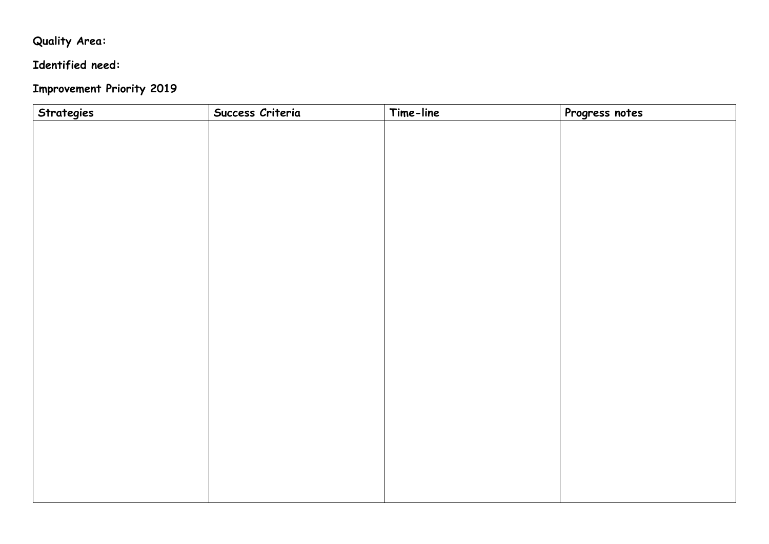**Quality Area:**

**Identified need:**

**Improvement Priority 2019**

| Strategies | Success Criteria | Time-line | Progress notes |
|---|---|---|---|
| | | | |